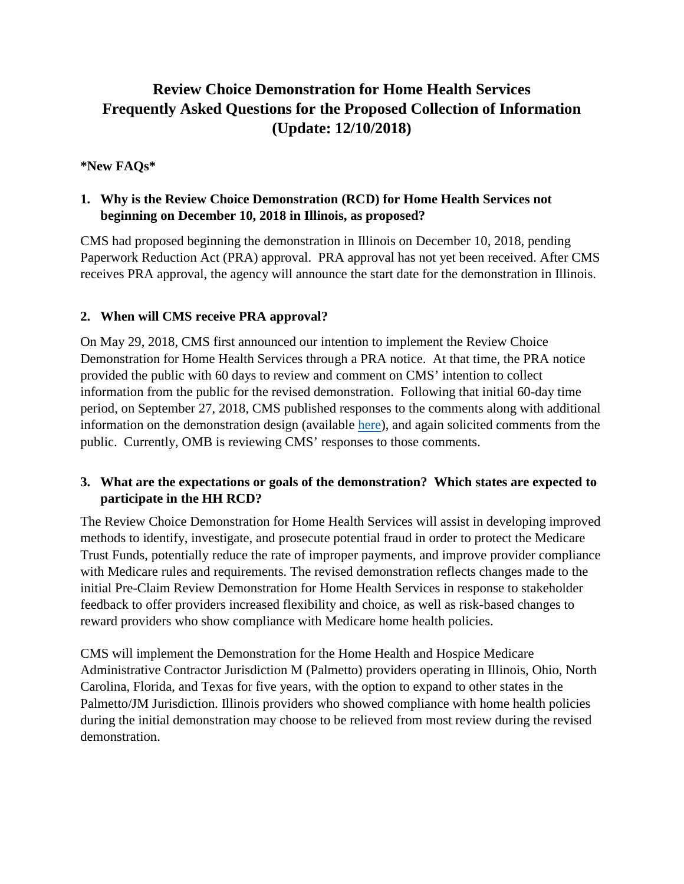# Review Choice Demonstration for Home Health Services Frequently Asked Questions for the Proposed Collection of Information (Update: 12/10/2018)

**\*New FAQs\***

**1. Why is the Review Choice Demonstration (RCD) for Home Health Services not beginning on December 10, 2018 in Illinois, as proposed?**

CMS had proposed beginning the demonstration in Illinois on December 10, 2018, pending Paperwork Reduction Act (PRA) approval. PRA approval has not yet been received. After CMS receives PRA approval, the agency will announce the start date for the demonstration in Illinois.

**2. When will CMS receive PRA approval?**

On May 29, 2018, CMS first announced our intention to implement the Review Choice Demonstration for Home Health Services through a PRA notice. At that time, the PRA notice provided the public with 60 days to review and comment on CMS' intention to collect information from the public for the revised demonstration. Following that initial 60-day time period, on September 27, 2018, CMS published responses to the comments along with additional information on the demonstration design (available here), and again solicited comments from the public. Currently, OMB is reviewing CMS' responses to those comments.

**3. What are the expectations or goals of the demonstration? Which states are expected to participate in the HH RCD?**

The Review Choice Demonstration for Home Health Services will assist in developing improved methods to identify, investigate, and prosecute potential fraud in order to protect the Medicare Trust Funds, potentially reduce the rate of improper payments, and improve provider compliance with Medicare rules and requirements. The revised demonstration reflects changes made to the initial Pre-Claim Review Demonstration for Home Health Services in response to stakeholder feedback to offer providers increased flexibility and choice, as well as risk-based changes to reward providers who show compliance with Medicare home health policies.

CMS will implement the Demonstration for the Home Health and Hospice Medicare Administrative Contractor Jurisdiction M (Palmetto) providers operating in Illinois, Ohio, North Carolina, Florida, and Texas for five years, with the option to expand to other states in the Palmetto/JM Jurisdiction. Illinois providers who showed compliance with home health policies during the initial demonstration may choose to be relieved from most review during the revised demonstration.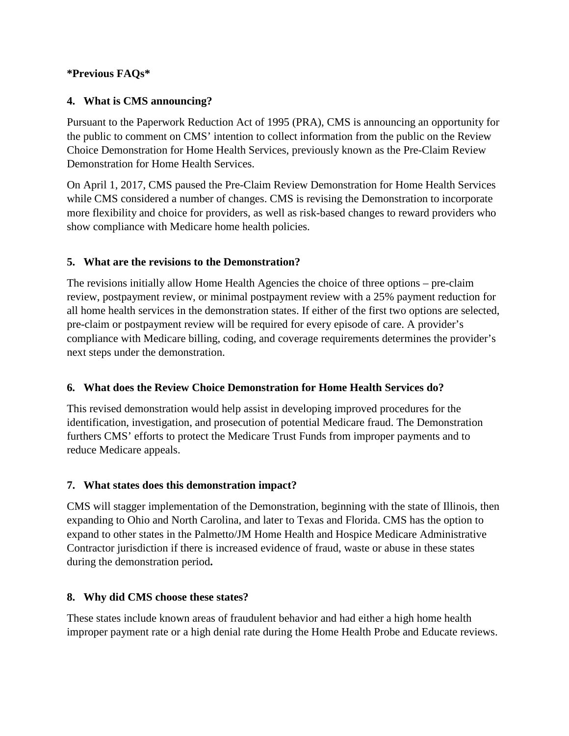**\*Previous FAQs\***

**4. What is CMS announcing?**

Pursuant to the Paperwork Reduction Act of 1995 (PRA), CMS is announcing an opportunity for the public to comment on CMS' intention to collect information from the public on the Review Choice Demonstration for Home Health Services, previously known as the Pre-Claim Review Demonstration for Home Health Services.

On April 1, 2017, CMS paused the Pre-Claim Review Demonstration for Home Health Services while CMS considered a number of changes. CMS is revising the Demonstration to incorporate more flexibility and choice for providers, as well as risk-based changes to reward providers who show compliance with Medicare home health policies.

**5. What are the revisions to the Demonstration?**

The revisions initially allow Home Health Agencies the choice of three options – pre-claim review, postpayment review, or minimal postpayment review with a 25% payment reduction for all home health services in the demonstration states. If either of the first two options are selected, pre-claim or postpayment review will be required for every episode of care. A provider's compliance with Medicare billing, coding, and coverage requirements determines the provider's next steps under the demonstration.

**6. What does the Review Choice Demonstration for Home Health Services do?**

This revised demonstration would help assist in developing improved procedures for the identification, investigation, and prosecution of potential Medicare fraud. The Demonstration furthers CMS' efforts to protect the Medicare Trust Funds from improper payments and to reduce Medicare appeals.

**7. What states does this demonstration impact?**

CMS will stagger implementation of the Demonstration, beginning with the state of Illinois, then expanding to Ohio and North Carolina, and later to Texas and Florida. CMS has the option to expand to other states in the Palmetto/JM Home Health and Hospice Medicare Administrative Contractor jurisdiction if there is increased evidence of fraud, waste or abuse in these states during the demonstration period**.**

**8. Why did CMS choose these states?**

These states include known areas of fraudulent behavior and had either a high home health improper payment rate or a high denial rate during the Home Health Probe and Educate reviews.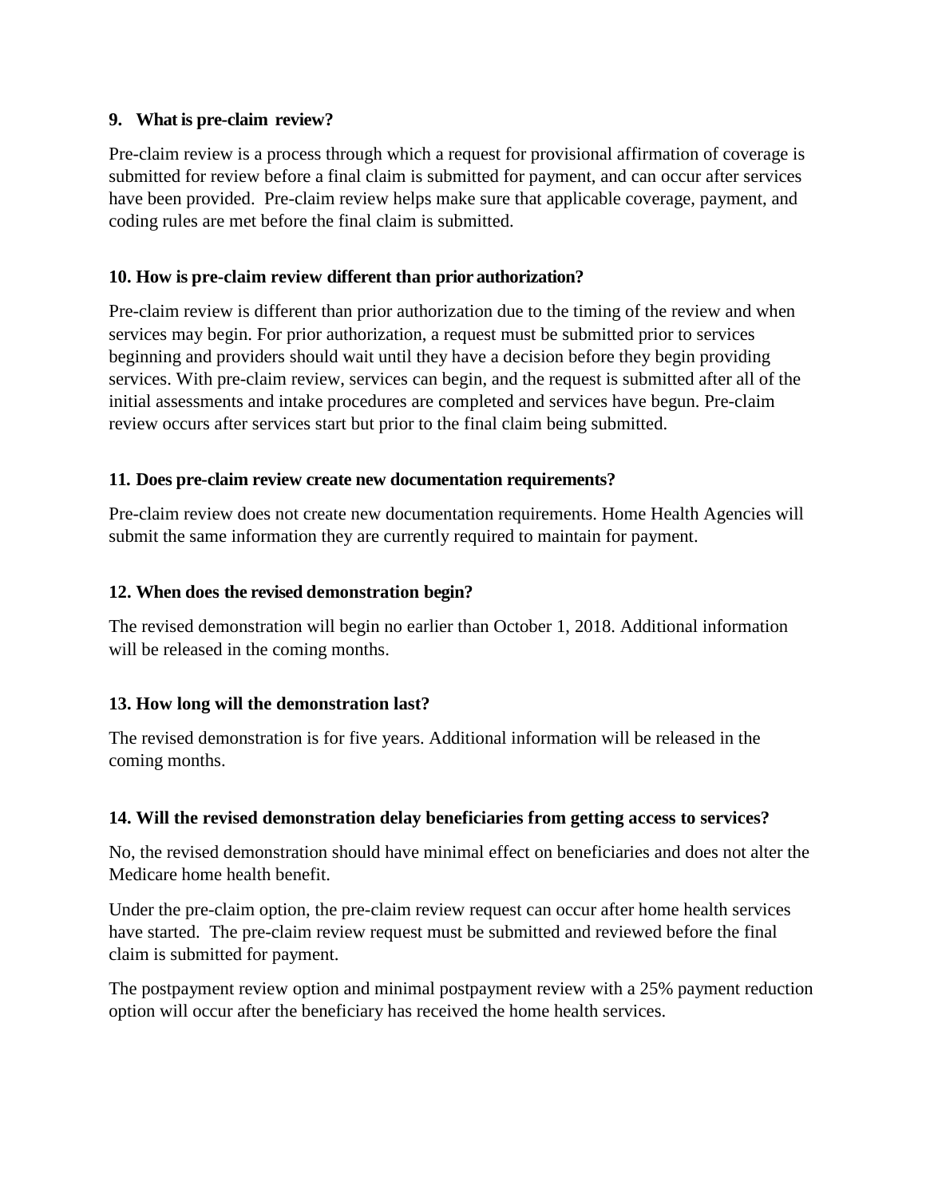**9. What is pre-claim review?**

Pre-claim review is a process through which a request for provisional affirmation of coverage is submitted for review before a final claim is submitted for payment, and can occur after services have been provided. Pre-claim review helps make sure that applicable coverage, payment, and coding rules are met before the final claim is submitted.

**10. How is pre-claim review different than prior authorization?**

Pre-claim review is different than prior authorization due to the timing of the review and when services may begin. For prior authorization, a request must be submitted prior to services beginning and providers should wait until they have a decision before they begin providing services. With pre-claim review, services can begin, and the request is submitted after all of the initial assessments and intake procedures are completed and services have begun. Pre-claim review occurs after services start but prior to the final claim being submitted.

**11. Does pre-claim review create new documentation requirements?**

Pre-claim review does not create new documentation requirements. Home Health Agencies will submit the same information they are currently required to maintain for payment.

**12. When does the revised demonstration begin?**

The revised demonstration will begin no earlier than October 1, 2018. Additional information will be released in the coming months.

**13. How long will the demonstration last?**

The revised demonstration is for five years. Additional information will be released in the coming months.

**14. Will the revised demonstration delay beneficiaries from getting access to services?**

No, the revised demonstration should have minimal effect on beneficiaries and does not alter the Medicare home health benefit.

Under the pre-claim option, the pre-claim review request can occur after home health services have started. The pre-claim review request must be submitted and reviewed before the final claim is submitted for payment.

The postpayment review option and minimal postpayment review with a 25% payment reduction option will occur after the beneficiary has received the home health services.